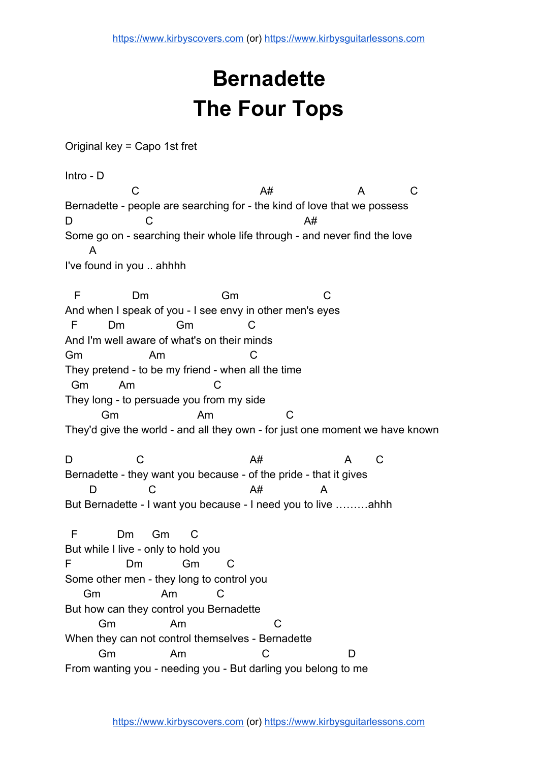# Bernadette
# The Four Tops

Original key = Capo 1st fret

Intro - D

```
              C                              A#                   A          C
Bernadette - people are searching for - the kind of love that we possess
D                 C                                A#
Some go on - searching their whole life through - and never find the love
     A
I've found in you .. ahhhh

  F           Dm                Gm                   C
And when I speak of you - I see envy in other men's eyes
  F       Dm         Gm           C
And I'm well aware of what's on their minds
Gm               Am               C
They pretend - to be my friend - when all the time
  Gm       Am                 C
They long - to persuade you from my side
          Gm                 Am              C
They'd give the world - and all they own - for just one moment we have known

D               C                          A#                 A      C
Bernadette - they want you because - of the pride - that it gives
     D             C                     A#               A
But Bernadette - I want you because - I need you to live .........ahhh

  F          Dm     Gm      C
But while I live - only to hold you
F              Dm          Gm        C
Some other men - they long to control you
    Gm             Am           C
But how can they control you Bernadette
        Gm            Am                    C
When they can not control themselves - Bernadette
        Gm            Am                C                 D
From wanting you - needing you - But darling you belong to me
```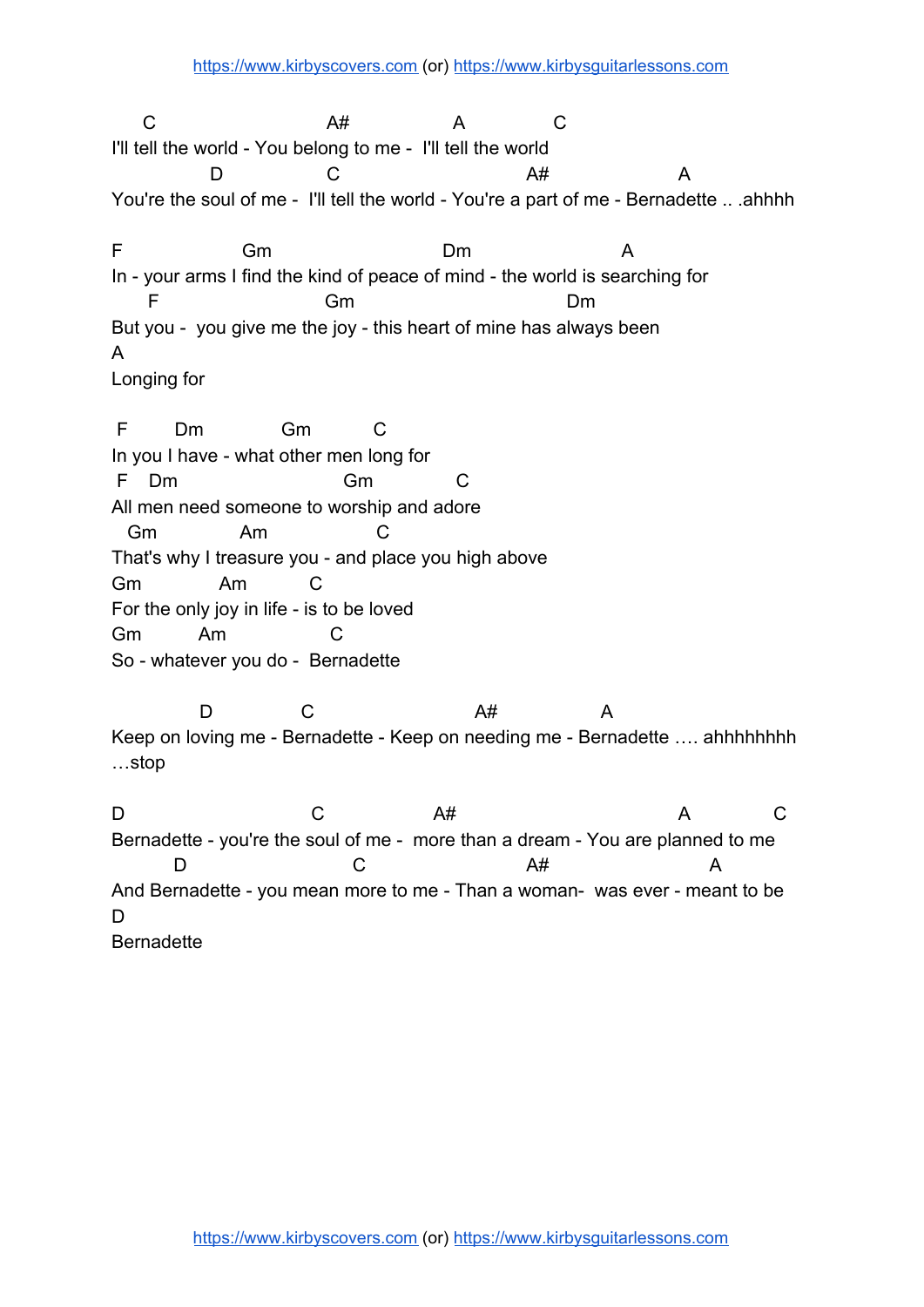```
     C                      A#              A            C
I'll tell the world - You belong to me -  I'll tell the world
               D               C                       A#                  A
You're the soul of me -  I'll tell the world - You're a part of me - Bernadette .. .ahhhh

F                  Gm                          Dm                    A
In - your arms I find the kind of peace of mind - the world is searching for
      F                        Gm                               Dm
But you -  you give me the joy - this heart of mine has always been
A
Longing for

 F       Dm            Gm          C
In you I have - what other men long for
 F    Dm                         Gm             C
All men need someone to worship and adore
   Gm             Am                C
That's why I treasure you - and place you high above
Gm             Am          C
For the only joy in life - is to be loved
Gm          Am                C
So - whatever you do -  Bernadette

              D             C                        A#               A
Keep on loving me - Bernadette - Keep on needing me - Bernadette …. ahhhhhhhh
…stop

D                          C               A#                              A            C
Bernadette - you're the soul of me -  more than a dream - You are planned to me
          D                        C                       A#                      A
And Bernadette - you mean more to me - Than a woman-  was ever - meant to be
D
Bernadette
```